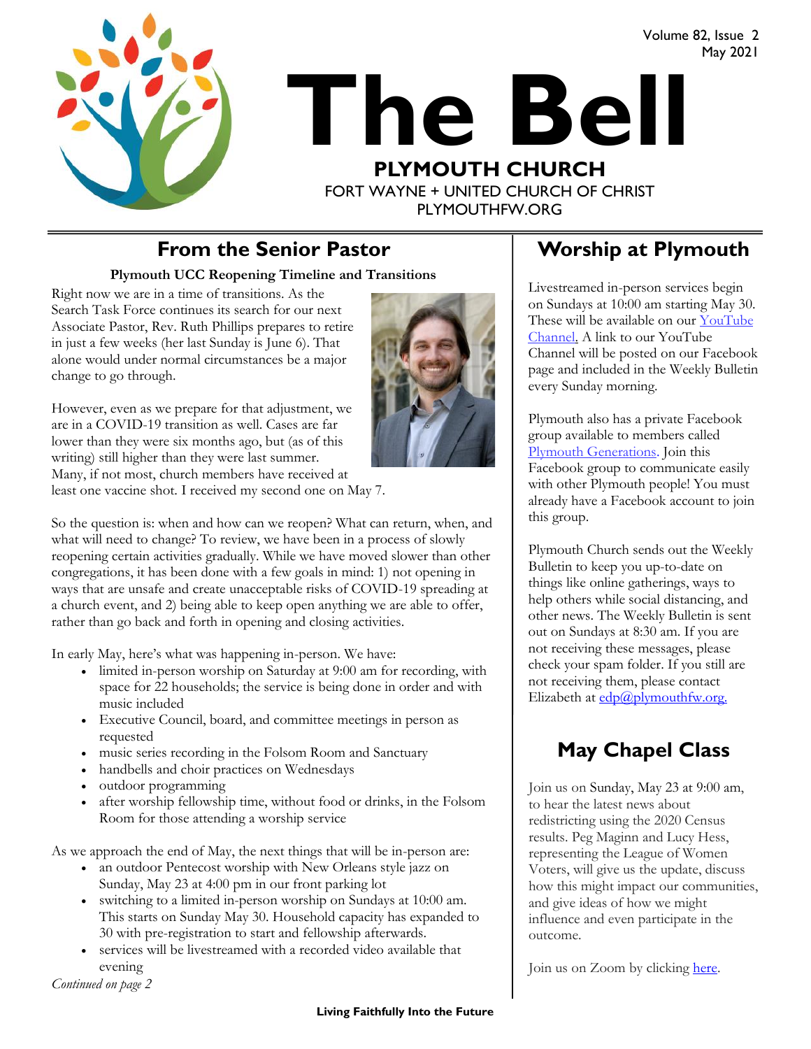# The Bell

**PLYMOUTH CHURCH**

FORT WAYNE + UNITED CHURCH OF CHRIST

PLYMOUTHFW.ORG

Volume 82, Issue 2
May 2021

## From the Senior Pastor

**Plymouth UCC Reopening Timeline and Transitions**

Right now we are in a time of transitions. As the Search Task Force continues its search for our next Associate Pastor, Rev. Ruth Phillips prepares to retire in just a few weeks (her last Sunday is June 6). That alone would under normal circumstances be a major change to go through.

However, even as we prepare for that adjustment, we are in a COVID-19 transition as well. Cases are far lower than they were six months ago, but (as of this writing) still higher than they were last summer. Many, if not most, church members have received at least one vaccine shot. I received my second one on May 7.

So the question is: when and how can we reopen? What can return, when, and what will need to change? To review, we have been in a process of slowly reopening certain activities gradually. While we have moved slower than other congregations, it has been done with a few goals in mind: 1) not opening in ways that are unsafe and create unacceptable risks of COVID-19 spreading at a church event, and 2) being able to keep open anything we are able to offer, rather than go back and forth in opening and closing activities.

In early May, here's what was happening in-person. We have:

- limited in-person worship on Saturday at 9:00 am for recording, with space for 22 households; the service is being done in order and with music included
- Executive Council, board, and committee meetings in person as requested
- music series recording in the Folsom Room and Sanctuary
- handbells and choir practices on Wednesdays
- outdoor programming
- after worship fellowship time, without food or drinks, in the Folsom Room for those attending a worship service

As we approach the end of May, the next things that will be in-person are:

- an outdoor Pentecost worship with New Orleans style jazz on Sunday, May 23 at 4:00 pm in our front parking lot
- switching to a limited in-person worship on Sundays at 10:00 am. This starts on Sunday May 30. Household capacity has expanded to 30 with pre-registration to start and fellowship afterwards.
- services will be livestreamed with a recorded video available that evening

*Continued on page 2*

## Worship at Plymouth

Livestreamed in-person services begin on Sundays at 10:00 am starting May 30. These will be available on our YouTube Channel. A link to our YouTube Channel will be posted on our Facebook page and included in the Weekly Bulletin every Sunday morning.

Plymouth also has a private Facebook group available to members called Plymouth Generations. Join this Facebook group to communicate easily with other Plymouth people! You must already have a Facebook account to join this group.

Plymouth Church sends out the Weekly Bulletin to keep you up-to-date on things like online gatherings, ways to help others while social distancing, and other news. The Weekly Bulletin is sent out on Sundays at 8:30 am. If you are not receiving these messages, please check your spam folder. If you still are not receiving them, please contact Elizabeth at edp@plymouthfw.org.

## May Chapel Class

Join us on Sunday, May 23 at 9:00 am, to hear the latest news about redistricting using the 2020 Census results. Peg Maginn and Lucy Hess, representing the League of Women Voters, will give us the update, discuss how this might impact our communities, and give ideas of how we might influence and even participate in the outcome.

Join us on Zoom by clicking here.

**Living Faithfully Into the Future**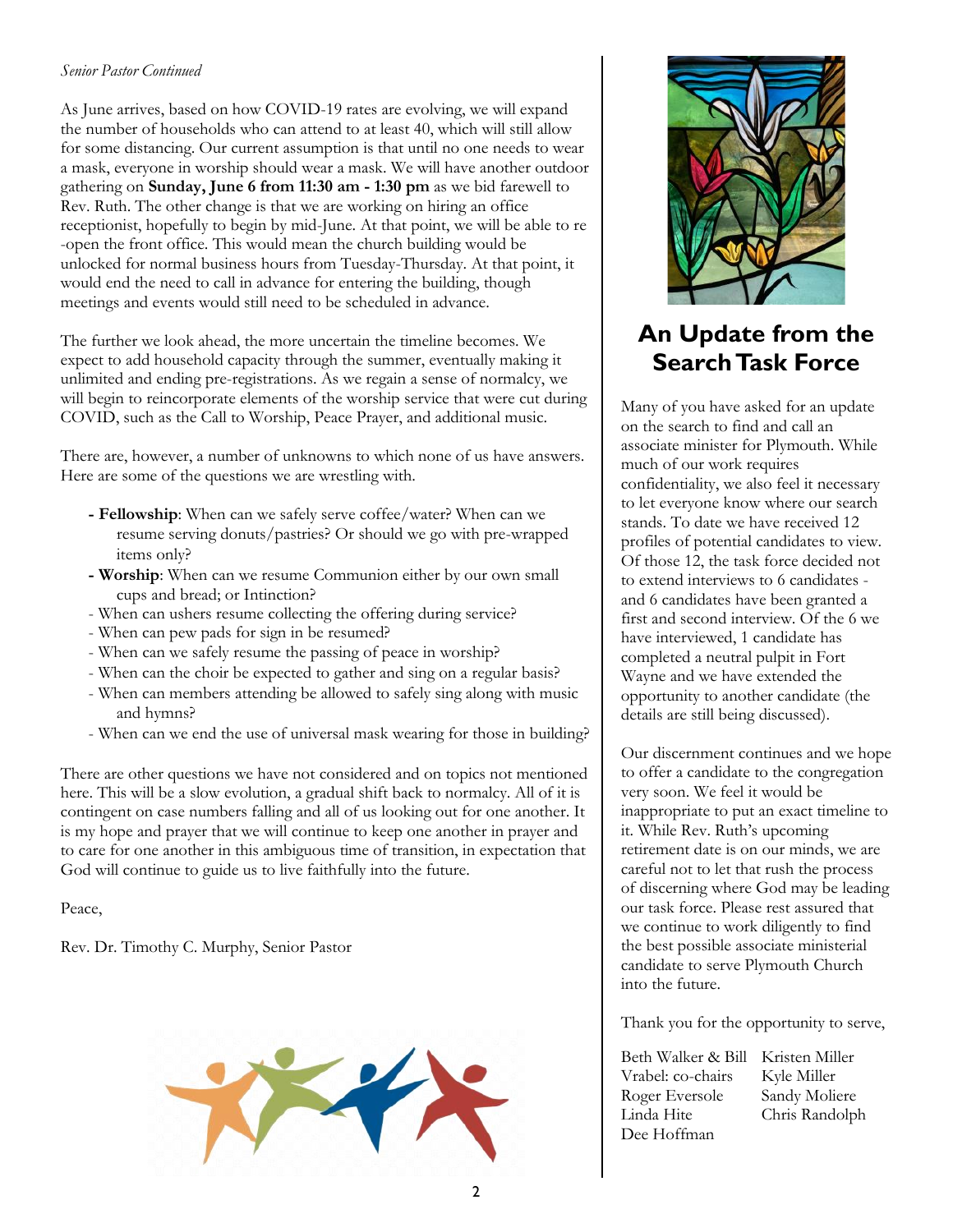*Senior Pastor Continued*

As June arrives, based on how COVID-19 rates are evolving, we will expand the number of households who can attend to at least 40, which will still allow for some distancing. Our current assumption is that until no one needs to wear a mask, everyone in worship should wear a mask. We will have another outdoor gathering on **Sunday, June 6 from 11:30 am - 1:30 pm** as we bid farewell to Rev. Ruth. The other change is that we are working on hiring an office receptionist, hopefully to begin by mid-June. At that point, we will be able to re-open the front office. This would mean the church building would be unlocked for normal business hours from Tuesday-Thursday. At that point, it would end the need to call in advance for entering the building, though meetings and events would still need to be scheduled in advance.

The further we look ahead, the more uncertain the timeline becomes. We expect to add household capacity through the summer, eventually making it unlimited and ending pre-registrations. As we regain a sense of normalcy, we will begin to reincorporate elements of the worship service that were cut during COVID, such as the Call to Worship, Peace Prayer, and additional music.

There are, however, a number of unknowns to which none of us have answers. Here are some of the questions we are wrestling with.

- **Fellowship**: When can we safely serve coffee/water? When can we resume serving donuts/pastries? Or should we go with pre-wrapped items only?
- **Worship**: When can we resume Communion either by our own small cups and bread; or Intinction?
- When can ushers resume collecting the offering during service?
- When can pew pads for sign in be resumed?
- When can we safely resume the passing of peace in worship?
- When can the choir be expected to gather and sing on a regular basis?
- When can members attending be allowed to safely sing along with music and hymns?
- When can we end the use of universal mask wearing for those in building?

There are other questions we have not considered and on topics not mentioned here. This will be a slow evolution, a gradual shift back to normalcy. All of it is contingent on case numbers falling and all of us looking out for one another. It is my hope and prayer that we will continue to keep one another in prayer and to care for one another in this ambiguous time of transition, in expectation that God will continue to guide us to live faithfully into the future.

Peace,

Rev. Dr. Timothy C. Murphy, Senior Pastor

# An Update from the Search Task Force

Many of you have asked for an update on the search to find and call an associate minister for Plymouth. While much of our work requires confidentiality, we also feel it necessary to let everyone know where our search stands. To date we have received 12 profiles of potential candidates to view. Of those 12, the task force decided not to extend interviews to 6 candidates - and 6 candidates have been granted a first and second interview. Of the 6 we have interviewed, 1 candidate has completed a neutral pulpit in Fort Wayne and we have extended the opportunity to another candidate (the details are still being discussed).

Our discernment continues and we hope to offer a candidate to the congregation very soon. We feel it would be inappropriate to put an exact timeline to it. While Rev. Ruth's upcoming retirement date is on our minds, we are careful not to let that rush the process of discerning where God may be leading our task force. Please rest assured that we continue to work diligently to find the best possible associate ministerial candidate to serve Plymouth Church into the future.

Thank you for the opportunity to serve,

Beth Walker & Bill Vrabel: co-chairs
Roger Eversole
Linda Hite
Dee Hoffman
Kristen Miller
Kyle Miller
Sandy Moliere
Chris Randolph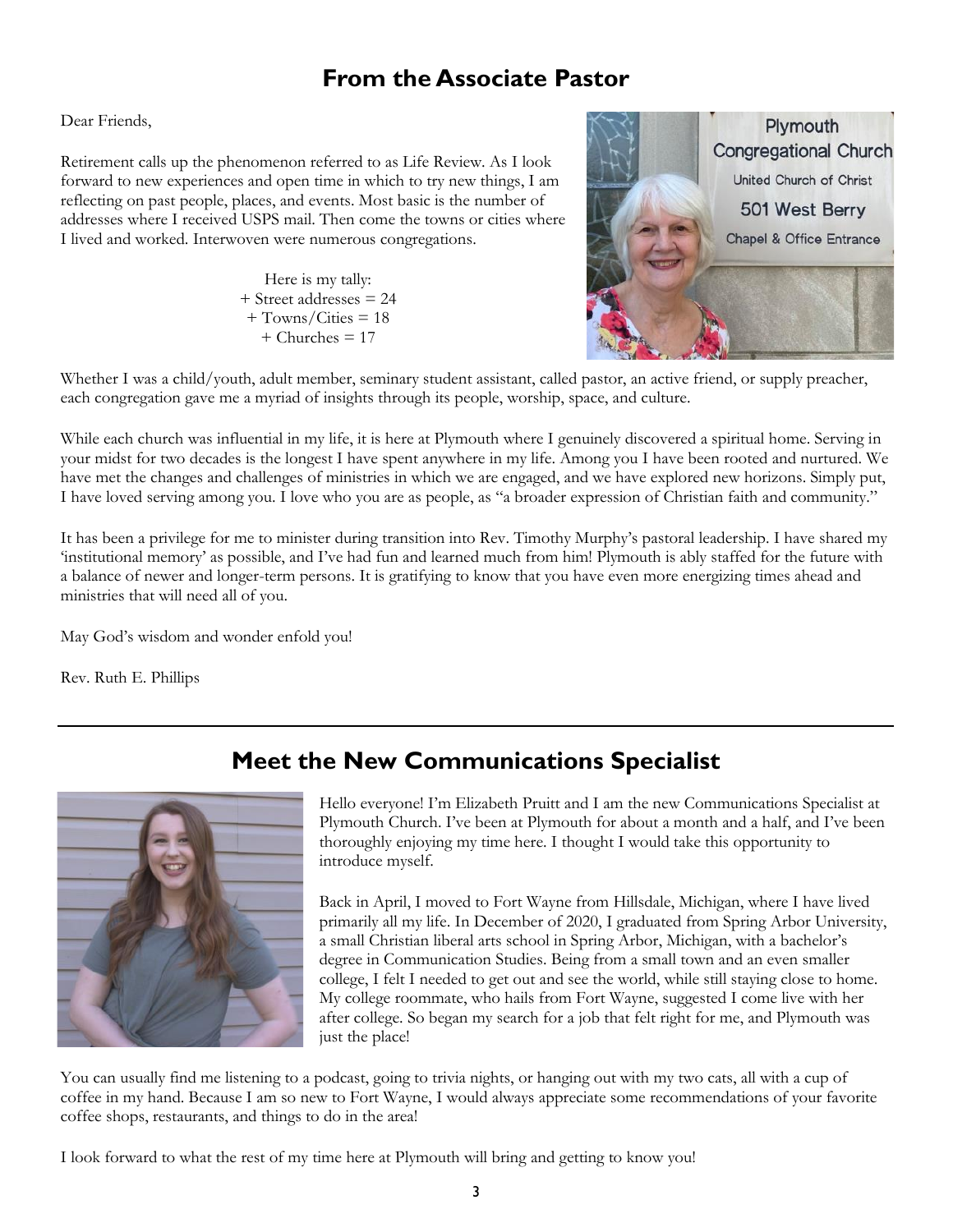## From the Associate Pastor

Dear Friends,

Retirement calls up the phenomenon referred to as Life Review. As I look forward to new experiences and open time in which to try new things, I am reflecting on past people, places, and events. Most basic is the number of addresses where I received USPS mail. Then come the towns or cities where I lived and worked. Interwoven were numerous congregations.

Here is my tally:
+ Street addresses = 24
+ Towns/Cities = 18
+ Churches = 17

Whether I was a child/youth, adult member, seminary student assistant, called pastor, an active friend, or supply preacher, each congregation gave me a myriad of insights through its people, worship, space, and culture.

While each church was influential in my life, it is here at Plymouth where I genuinely discovered a spiritual home. Serving in your midst for two decades is the longest I have spent anywhere in my life. Among you I have been rooted and nurtured. We have met the changes and challenges of ministries in which we are engaged, and we have explored new horizons. Simply put, I have loved serving among you. I love who you are as people, as "a broader expression of Christian faith and community."

It has been a privilege for me to minister during transition into Rev. Timothy Murphy's pastoral leadership. I have shared my 'institutional memory' as possible, and I've had fun and learned much from him! Plymouth is ably staffed for the future with a balance of newer and longer-term persons. It is gratifying to know that you have even more energizing times ahead and ministries that will need all of you.

May God's wisdom and wonder enfold you!

Rev. Ruth E. Phillips

## Meet the New Communications Specialist

Hello everyone! I'm Elizabeth Pruitt and I am the new Communications Specialist at Plymouth Church. I've been at Plymouth for about a month and a half, and I've been thoroughly enjoying my time here. I thought I would take this opportunity to introduce myself.

Back in April, I moved to Fort Wayne from Hillsdale, Michigan, where I have lived primarily all my life. In December of 2020, I graduated from Spring Arbor University, a small Christian liberal arts school in Spring Arbor, Michigan, with a bachelor's degree in Communication Studies. Being from a small town and an even smaller college, I felt I needed to get out and see the world, while still staying close to home. My college roommate, who hails from Fort Wayne, suggested I come live with her after college. So began my search for a job that felt right for me, and Plymouth was just the place!

You can usually find me listening to a podcast, going to trivia nights, or hanging out with my two cats, all with a cup of coffee in my hand. Because I am so new to Fort Wayne, I would always appreciate some recommendations of your favorite coffee shops, restaurants, and things to do in the area!

I look forward to what the rest of my time here at Plymouth will bring and getting to know you!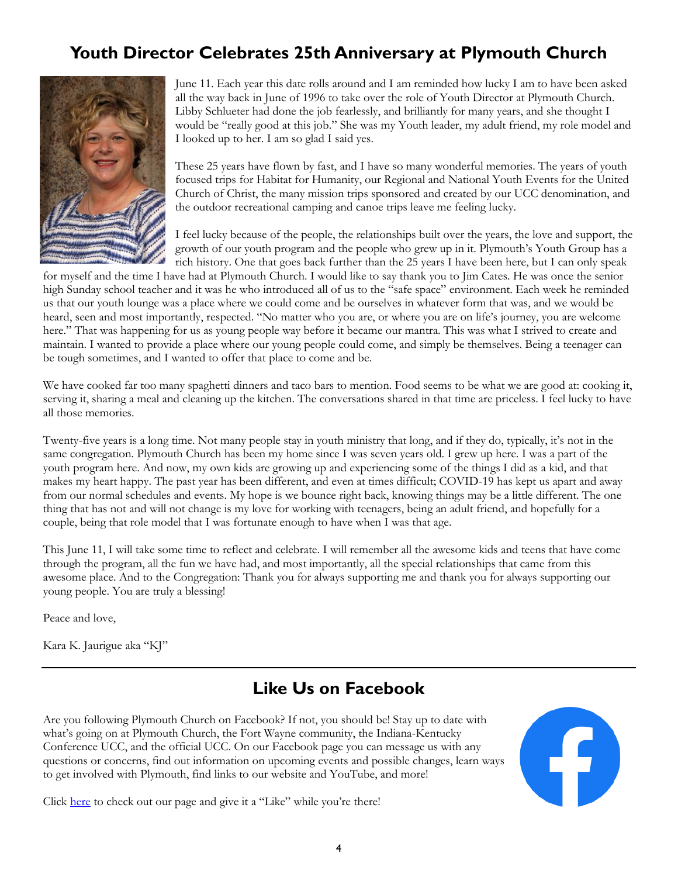## Youth Director Celebrates 25th Anniversary at Plymouth Church

June 11. Each year this date rolls around and I am reminded how lucky I am to have been asked all the way back in June of 1996 to take over the role of Youth Director at Plymouth Church. Libby Schlueter had done the job fearlessly, and brilliantly for many years, and she thought I would be "really good at this job." She was my Youth leader, my adult friend, my role model and I looked up to her. I am so glad I said yes.

These 25 years have flown by fast, and I have so many wonderful memories. The years of youth focused trips for Habitat for Humanity, our Regional and National Youth Events for the United Church of Christ, the many mission trips sponsored and created by our UCC denomination, and the outdoor recreational camping and canoe trips leave me feeling lucky.

I feel lucky because of the people, the relationships built over the years, the love and support, the growth of our youth program and the people who grew up in it. Plymouth's Youth Group has a rich history. One that goes back further than the 25 years I have been here, but I can only speak for myself and the time I have had at Plymouth Church. I would like to say thank you to Jim Cates. He was once the senior high Sunday school teacher and it was he who introduced all of us to the "safe space" environment. Each week he reminded us that our youth lounge was a place where we could come and be ourselves in whatever form that was, and we would be heard, seen and most importantly, respected. "No matter who you are, or where you are on life's journey, you are welcome here." That was happening for us as young people way before it became our mantra. This was what I strived to create and maintain. I wanted to provide a place where our young people could come, and simply be themselves. Being a teenager can be tough sometimes, and I wanted to offer that place to come and be.

We have cooked far too many spaghetti dinners and taco bars to mention. Food seems to be what we are good at: cooking it, serving it, sharing a meal and cleaning up the kitchen. The conversations shared in that time are priceless. I feel lucky to have all those memories.

Twenty-five years is a long time. Not many people stay in youth ministry that long, and if they do, typically, it's not in the same congregation. Plymouth Church has been my home since I was seven years old. I grew up here. I was a part of the youth program here. And now, my own kids are growing up and experiencing some of the things I did as a kid, and that makes my heart happy. The past year has been different, and even at times difficult; COVID-19 has kept us apart and away from our normal schedules and events. My hope is we bounce right back, knowing things may be a little different. The one thing that has not and will not change is my love for working with teenagers, being an adult friend, and hopefully for a couple, being that role model that I was fortunate enough to have when I was that age.

This June 11, I will take some time to reflect and celebrate. I will remember all the awesome kids and teens that have come through the program, all the fun we have had, and most importantly, all the special relationships that came from this awesome place. And to the Congregation: Thank you for always supporting me and thank you for always supporting our young people. You are truly a blessing!

Peace and love,

Kara K. Jaurigue aka "KJ"

---

## Like Us on Facebook

Are you following Plymouth Church on Facebook? If not, you should be! Stay up to date with what's going on at Plymouth Church, the Fort Wayne community, the Indiana-Kentucky Conference UCC, and the official UCC. On our Facebook page you can message us with any questions or concerns, find out information on upcoming events and possible changes, learn ways to get involved with Plymouth, find links to our website and YouTube, and more!

Click here to check out our page and give it a "Like" while you're there!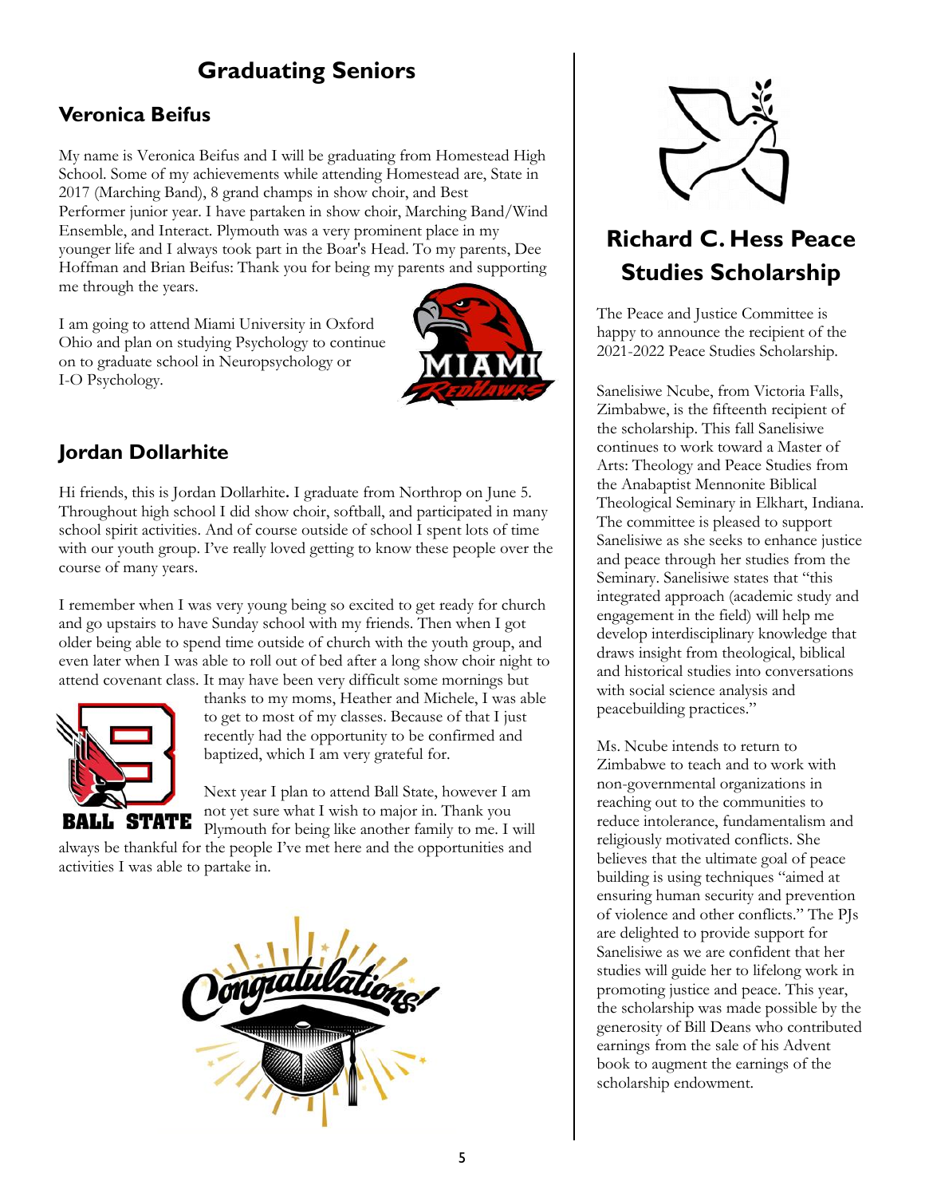# Graduating Seniors

## Veronica Beifus

My name is Veronica Beifus and I will be graduating from Homestead High School. Some of my achievements while attending Homestead are, State in 2017 (Marching Band), 8 grand champs in show choir, and Best Performer junior year. I have partaken in show choir, Marching Band/Wind Ensemble, and Interact. Plymouth was a very prominent place in my younger life and I always took part in the Boar's Head. To my parents, Dee Hoffman and Brian Beifus: Thank you for being my parents and supporting me through the years.

I am going to attend Miami University in Oxford Ohio and plan on studying Psychology to continue on to graduate school in Neuropsychology or I-O Psychology.

## Jordan Dollarhite

Hi friends, this is Jordan Dollarhite. I graduate from Northrop on June 5. Throughout high school I did show choir, softball, and participated in many school spirit activities. And of course outside of school I spent lots of time with our youth group. I've really loved getting to know these people over the course of many years.

I remember when I was very young being so excited to get ready for church and go upstairs to have Sunday school with my friends. Then when I got older being able to spend time outside of church with the youth group, and even later when I was able to roll out of bed after a long show choir night to attend covenant class. It may have been very difficult some mornings but thanks to my moms, Heather and Michele, I was able to get to most of my classes. Because of that I just recently had the opportunity to be confirmed and baptized, which I am very grateful for.

Next year I plan to attend Ball State, however I am not yet sure what I wish to major in. Thank you Plymouth for being like another family to me. I will always be thankful for the people I've met here and the opportunities and activities I was able to partake in.

# Richard C. Hess Peace Studies Scholarship

The Peace and Justice Committee is happy to announce the recipient of the 2021-2022 Peace Studies Scholarship.

Sanelisiwe Ncube, from Victoria Falls, Zimbabwe, is the fifteenth recipient of the scholarship. This fall Sanelisiwe continues to work toward a Master of Arts: Theology and Peace Studies from the Anabaptist Mennonite Biblical Theological Seminary in Elkhart, Indiana. The committee is pleased to support Sanelisiwe as she seeks to enhance justice and peace through her studies from the Seminary. Sanelisiwe states that "this integrated approach (academic study and engagement in the field) will help me develop interdisciplinary knowledge that draws insight from theological, biblical and historical studies into conversations with social science analysis and peacebuilding practices."

Ms. Ncube intends to return to Zimbabwe to teach and to work with non-governmental organizations in reaching out to the communities to reduce intolerance, fundamentalism and religiously motivated conflicts. She believes that the ultimate goal of peace building is using techniques "aimed at ensuring human security and prevention of violence and other conflicts." The PJs are delighted to provide support for Sanelisiwe as we are confident that her studies will guide her to lifelong work in promoting justice and peace. This year, the scholarship was made possible by the generosity of Bill Deans who contributed earnings from the sale of his Advent book to augment the earnings of the scholarship endowment.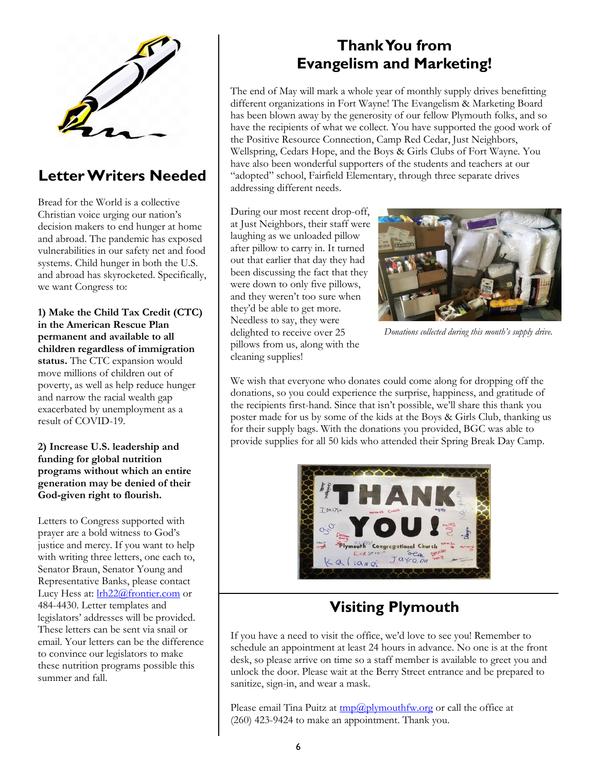## Letter Writers Needed

Bread for the World is a collective Christian voice urging our nation's decision makers to end hunger at home and abroad. The pandemic has exposed vulnerabilities in our safety net and food systems. Child hunger in both the U.S. and abroad has skyrocketed. Specifically, we want Congress to:

**1) Make the Child Tax Credit (CTC) in the American Rescue Plan permanent and available to all children regardless of immigration status.** The CTC expansion would move millions of children out of poverty, as well as help reduce hunger and narrow the racial wealth gap exacerbated by unemployment as a result of COVID-19.

**2) Increase U.S. leadership and funding for global nutrition programs without which an entire generation may be denied of their God-given right to flourish.**

Letters to Congress supported with prayer are a bold witness to God's justice and mercy. If you want to help with writing three letters, one each to, Senator Braun, Senator Young and Representative Banks, please contact Lucy Hess at: lrh22@frontier.com or 484-4430. Letter templates and legislators' addresses will be provided. These letters can be sent via snail or email. Your letters can be the difference to convince our legislators to make these nutrition programs possible this summer and fall.

## Thank You from Evangelism and Marketing!

The end of May will mark a whole year of monthly supply drives benefitting different organizations in Fort Wayne! The Evangelism & Marketing Board has been blown away by the generosity of our fellow Plymouth folks, and so have the recipients of what we collect. You have supported the good work of the Positive Resource Connection, Camp Red Cedar, Just Neighbors, Wellspring, Cedars Hope, and the Boys & Girls Clubs of Fort Wayne. You have also been wonderful supporters of the students and teachers at our "adopted" school, Fairfield Elementary, through three separate drives addressing different needs.

During our most recent drop-off, at Just Neighbors, their staff were laughing as we unloaded pillow after pillow to carry in. It turned out that earlier that day they had been discussing the fact that they were down to only five pillows, and they weren't too sure when they'd be able to get more. Needless to say, they were delighted to receive over 25 pillows from us, along with the cleaning supplies!

*Donations collected during this month's supply drive.*

We wish that everyone who donates could come along for dropping off the donations, so you could experience the surprise, happiness, and gratitude of the recipients first-hand. Since that isn't possible, we'll share this thank you poster made for us by some of the kids at the Boys & Girls Club, thanking us for their supply bags. With the donations you provided, BGC was able to provide supplies for all 50 kids who attended their Spring Break Day Camp.

## Visiting Plymouth

If you have a need to visit the office, we'd love to see you! Remember to schedule an appointment at least 24 hours in advance. No one is at the front desk, so please arrive on time so a staff member is available to greet you and unlock the door. Please wait at the Berry Street entrance and be prepared to sanitize, sign-in, and wear a mask.

Please email Tina Puitz at tmp@plymouthfw.org or call the office at (260) 423-9424 to make an appointment. Thank you.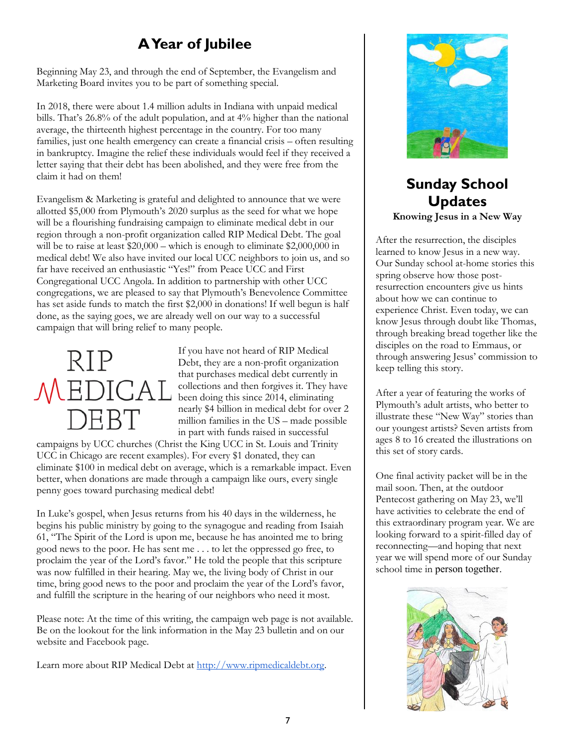# A Year of Jubilee

Beginning May 23, and through the end of September, the Evangelism and Marketing Board invites you to be part of something special.

In 2018, there were about 1.4 million adults in Indiana with unpaid medical bills. That's 26.8% of the adult population, and at 4% higher than the national average, the thirteenth highest percentage in the country. For too many families, just one health emergency can create a financial crisis – often resulting in bankruptcy. Imagine the relief these individuals would feel if they received a letter saying that their debt has been abolished, and they were free from the claim it had on them!

Evangelism & Marketing is grateful and delighted to announce that we were allotted $5,000 from Plymouth's 2020 surplus as the seed for what we hope will be a flourishing fundraising campaign to eliminate medical debt in our region through a non-profit organization called RIP Medical Debt. The goal will be to raise at least $20,000 – which is enough to eliminate $2,000,000 in medical debt! We also have invited our local UCC neighbors to join us, and so far have received an enthusiastic "Yes!" from Peace UCC and First Congregational UCC Angola. In addition to partnership with other UCC congregations, we are pleased to say that Plymouth's Benevolence Committee has set aside funds to match the first $2,000 in donations! If well begun is half done, as the saying goes, we are already well on our way to a successful campaign that will bring relief to many people.

RIP MEDICAL DEBT

If you have not heard of RIP Medical Debt, they are a non-profit organization that purchases medical debt currently in collections and then forgives it. They have been doing this since 2014, eliminating nearly $4 billion in medical debt for over 2 million families in the US – made possible in part with funds raised in successful campaigns by UCC churches (Christ the King UCC in St. Louis and Trinity UCC in Chicago are recent examples). For every $1 donated, they can eliminate $100 in medical debt on average, which is a remarkable impact. Even better, when donations are made through a campaign like ours, every single penny goes toward purchasing medical debt!

In Luke's gospel, when Jesus returns from his 40 days in the wilderness, he begins his public ministry by going to the synagogue and reading from Isaiah 61, "The Spirit of the Lord is upon me, because he has anointed me to bring good news to the poor. He has sent me . . . to let the oppressed go free, to proclaim the year of the Lord's favor." He told the people that this scripture was now fulfilled in their hearing. May we, the living body of Christ in our time, bring good news to the poor and proclaim the year of the Lord's favor, and fulfill the scripture in the hearing of our neighbors who need it most.

Please note: At the time of this writing, the campaign web page is not available. Be on the lookout for the link information in the May 23 bulletin and on our website and Facebook page.

Learn more about RIP Medical Debt at [http://www.ripmedicaldebt.org](http://www.ripmedicaldebt.org).

# Sunday School Updates

**Knowing Jesus in a New Way**

After the resurrection, the disciples learned to know Jesus in a new way. Our Sunday school at-home stories this spring observe how those post-resurrection encounters give us hints about how we can continue to experience Christ. Even today, we can know Jesus through doubt like Thomas, through breaking bread together like the disciples on the road to Emmaus, or through answering Jesus' commission to keep telling this story.

After a year of featuring the works of Plymouth's adult artists, who better to illustrate these "New Way" stories than our youngest artists? Seven artists from ages 8 to 16 created the illustrations on this set of story cards.

One final activity packet will be in the mail soon. Then, at the outdoor Pentecost gathering on May 23, we'll have activities to celebrate the end of this extraordinary program year. We are looking forward to a spirit-filled day of reconnecting—and hoping that next year we will spend more of our Sunday school time in person together.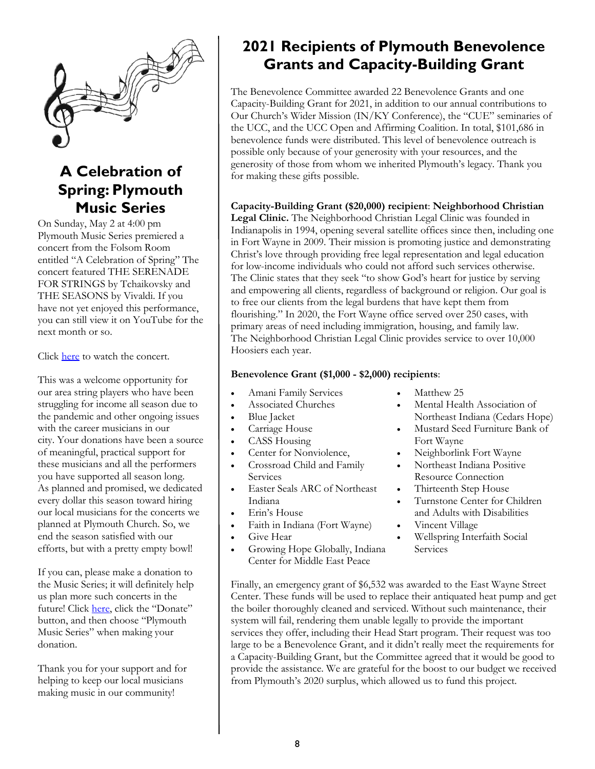# A Celebration of Spring: Plymouth Music Series

On Sunday, May 2 at 4:00 pm Plymouth Music Series premiered a concert from the Folsom Room entitled "A Celebration of Spring" The concert featured THE SERENADE FOR STRINGS by Tchaikovsky and THE SEASONS by Vivaldi. If you have not yet enjoyed this performance, you can still view it on YouTube for the next month or so.

Click here to watch the concert.

This was a welcome opportunity for our area string players who have been struggling for income all season due to the pandemic and other ongoing issues with the career musicians in our city. Your donations have been a source of meaningful, practical support for these musicians and all the performers you have supported all season long. As planned and promised, we dedicated every dollar this season toward hiring our local musicians for the concerts we planned at Plymouth Church. So, we end the season satisfied with our efforts, but with a pretty empty bowl!

If you can, please make a donation to the Music Series; it will definitely help us plan more such concerts in the future! Click here, click the "Donate" button, and then choose "Plymouth Music Series" when making your donation.

Thank you for your support and for helping to keep our local musicians making music in our community!

# 2021 Recipients of Plymouth Benevolence Grants and Capacity-Building Grant

The Benevolence Committee awarded 22 Benevolence Grants and one Capacity-Building Grant for 2021, in addition to our annual contributions to Our Church's Wider Mission (IN/KY Conference), the "CUE" seminaries of the UCC, and the UCC Open and Affirming Coalition. In total, $101,686 in benevolence funds were distributed. This level of benevolence outreach is possible only because of your generosity with your resources, and the generosity of those from whom we inherited Plymouth's legacy. Thank you for making these gifts possible.

**Capacity-Building Grant ($20,000) recipient**: **Neighborhood Christian Legal Clinic.** The Neighborhood Christian Legal Clinic was founded in Indianapolis in 1994, opening several satellite offices since then, including one in Fort Wayne in 2009. Their mission is promoting justice and demonstrating Christ's love through providing free legal representation and legal education for low-income individuals who could not afford such services otherwise. The Clinic states that they seek "to show God's heart for justice by serving and empowering all clients, regardless of background or religion. Our goal is to free our clients from the legal burdens that have kept them from flourishing." In 2020, the Fort Wayne office served over 250 cases, with primary areas of need including immigration, housing, and family law. The Neighborhood Christian Legal Clinic provides service to over 10,000 Hoosiers each year.

**Benevolence Grant ($1,000 - $2,000) recipients**:

- Amani Family Services
- Associated Churches
- Blue Jacket
- Carriage House
- CASS Housing
- Center for Nonviolence,
- Crossroad Child and Family Services
- Easter Seals ARC of Northeast Indiana
- Erin's House
- Faith in Indiana (Fort Wayne)
- Give Hear
- Growing Hope Globally, Indiana Center for Middle East Peace
- Matthew 25
- Mental Health Association of Northeast Indiana (Cedars Hope)
- Mustard Seed Furniture Bank of Fort Wayne
- Neighborlink Fort Wayne
- Northeast Indiana Positive Resource Connection
- Thirteenth Step House
- Turnstone Center for Children and Adults with Disabilities
- Vincent Village
- Wellspring Interfaith Social Services

Finally, an emergency grant of $6,532 was awarded to the East Wayne Street Center. These funds will be used to replace their antiquated heat pump and get the boiler thoroughly cleaned and serviced. Without such maintenance, their system will fail, rendering them unable legally to provide the important services they offer, including their Head Start program. Their request was too large to be a Benevolence Grant, and it didn't really meet the requirements for a Capacity-Building Grant, but the Committee agreed that it would be good to provide the assistance. We are grateful for the boost to our budget we received from Plymouth's 2020 surplus, which allowed us to fund this project.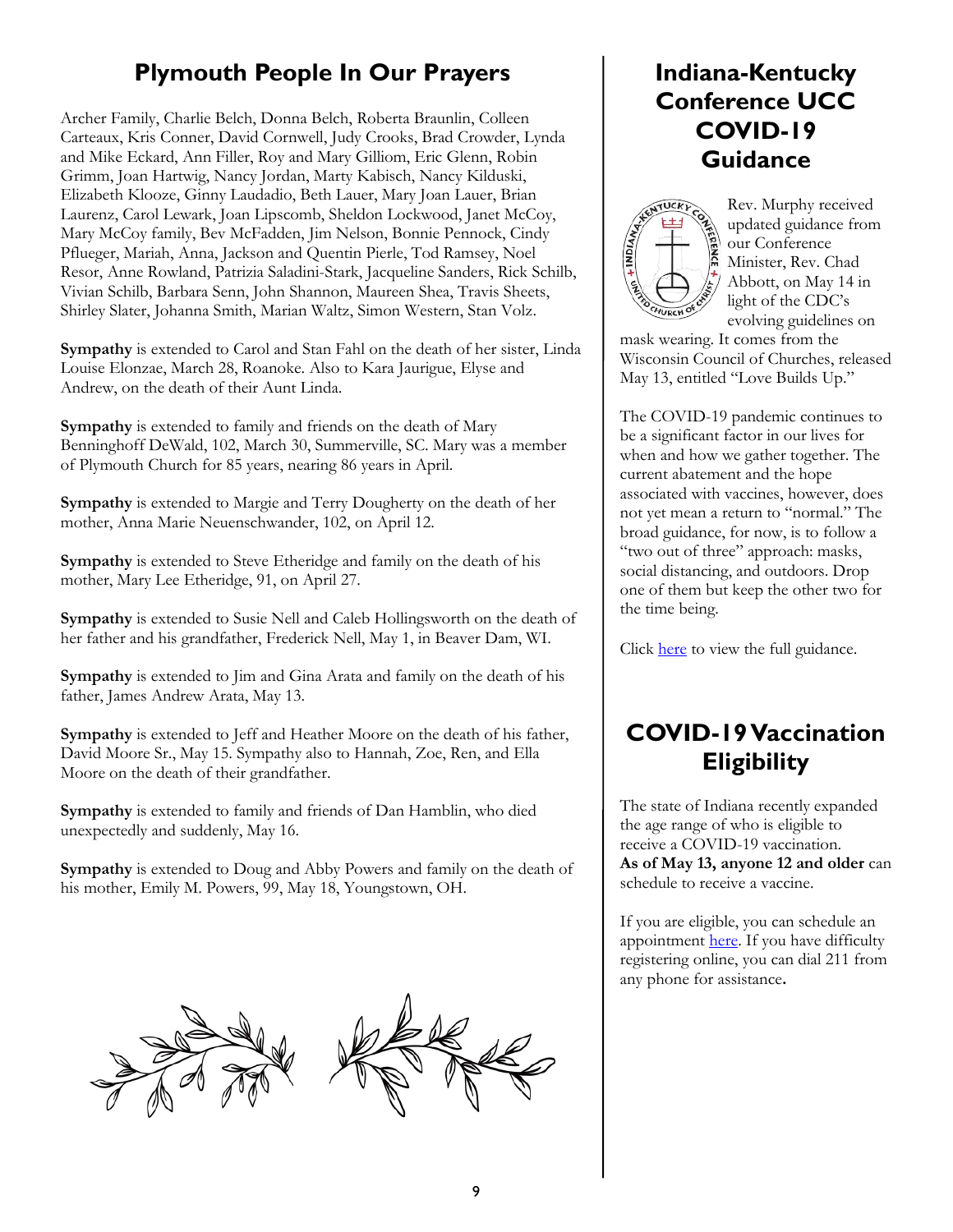## Plymouth People In Our Prayers

Archer Family, Charlie Belch, Donna Belch, Roberta Braunlin, Colleen Carteaux, Kris Conner, David Cornwell, Judy Crooks, Brad Crowder, Lynda and Mike Eckard, Ann Filler, Roy and Mary Gilliom, Eric Glenn, Robin Grimm, Joan Hartwig, Nancy Jordan, Marty Kabisch, Nancy Kilduski, Elizabeth Klooze, Ginny Laudadio, Beth Lauer, Mary Joan Lauer, Brian Laurenz, Carol Lewark, Joan Lipscomb, Sheldon Lockwood, Janet McCoy, Mary McCoy family, Bev McFadden, Jim Nelson, Bonnie Pennock, Cindy Pflueger, Mariah, Anna, Jackson and Quentin Pierle, Tod Ramsey, Noel Resor, Anne Rowland, Patrizia Saladini-Stark, Jacqueline Sanders, Rick Schilb, Vivian Schilb, Barbara Senn, John Shannon, Maureen Shea, Travis Sheets, Shirley Slater, Johanna Smith, Marian Waltz, Simon Western, Stan Volz.

**Sympathy** is extended to Carol and Stan Fahl on the death of her sister, Linda Louise Elonzae, March 28, Roanoke. Also to Kara Jaurigue, Elyse and Andrew, on the death of their Aunt Linda.

**Sympathy** is extended to family and friends on the death of Mary Benninghoff DeWald, 102, March 30, Summerville, SC. Mary was a member of Plymouth Church for 85 years, nearing 86 years in April.

**Sympathy** is extended to Margie and Terry Dougherty on the death of her mother, Anna Marie Neuenschwander, 102, on April 12.

**Sympathy** is extended to Steve Etheridge and family on the death of his mother, Mary Lee Etheridge, 91, on April 27.

**Sympathy** is extended to Susie Nell and Caleb Hollingsworth on the death of her father and his grandfather, Frederick Nell, May 1, in Beaver Dam, WI.

**Sympathy** is extended to Jim and Gina Arata and family on the death of his father, James Andrew Arata, May 13.

**Sympathy** is extended to Jeff and Heather Moore on the death of his father, David Moore Sr., May 15. Sympathy also to Hannah, Zoe, Ren, and Ella Moore on the death of their grandfather.

**Sympathy** is extended to family and friends of Dan Hamblin, who died unexpectedly and suddenly, May 16.

**Sympathy** is extended to Doug and Abby Powers and family on the death of his mother, Emily M. Powers, 99, May 18, Youngstown, OH.

## Indiana-Kentucky Conference UCC COVID-19 Guidance

Rev. Murphy received updated guidance from our Conference Minister, Rev. Chad Abbott, on May 14 in light of the CDC's evolving guidelines on mask wearing. It comes from the Wisconsin Council of Churches, released May 13, entitled "Love Builds Up."

The COVID-19 pandemic continues to be a significant factor in our lives for when and how we gather together. The current abatement and the hope associated with vaccines, however, does not yet mean a return to "normal." The broad guidance, for now, is to follow a "two out of three" approach: masks, social distancing, and outdoors. Drop one of them but keep the other two for the time being.

Click here to view the full guidance.

## COVID-19 Vaccination Eligibility

The state of Indiana recently expanded the age range of who is eligible to receive a COVID-19 vaccination. **As of May 13, anyone 12 and older** can schedule to receive a vaccine.

If you are eligible, you can schedule an appointment here. If you have difficulty registering online, you can dial 211 from any phone for assistance.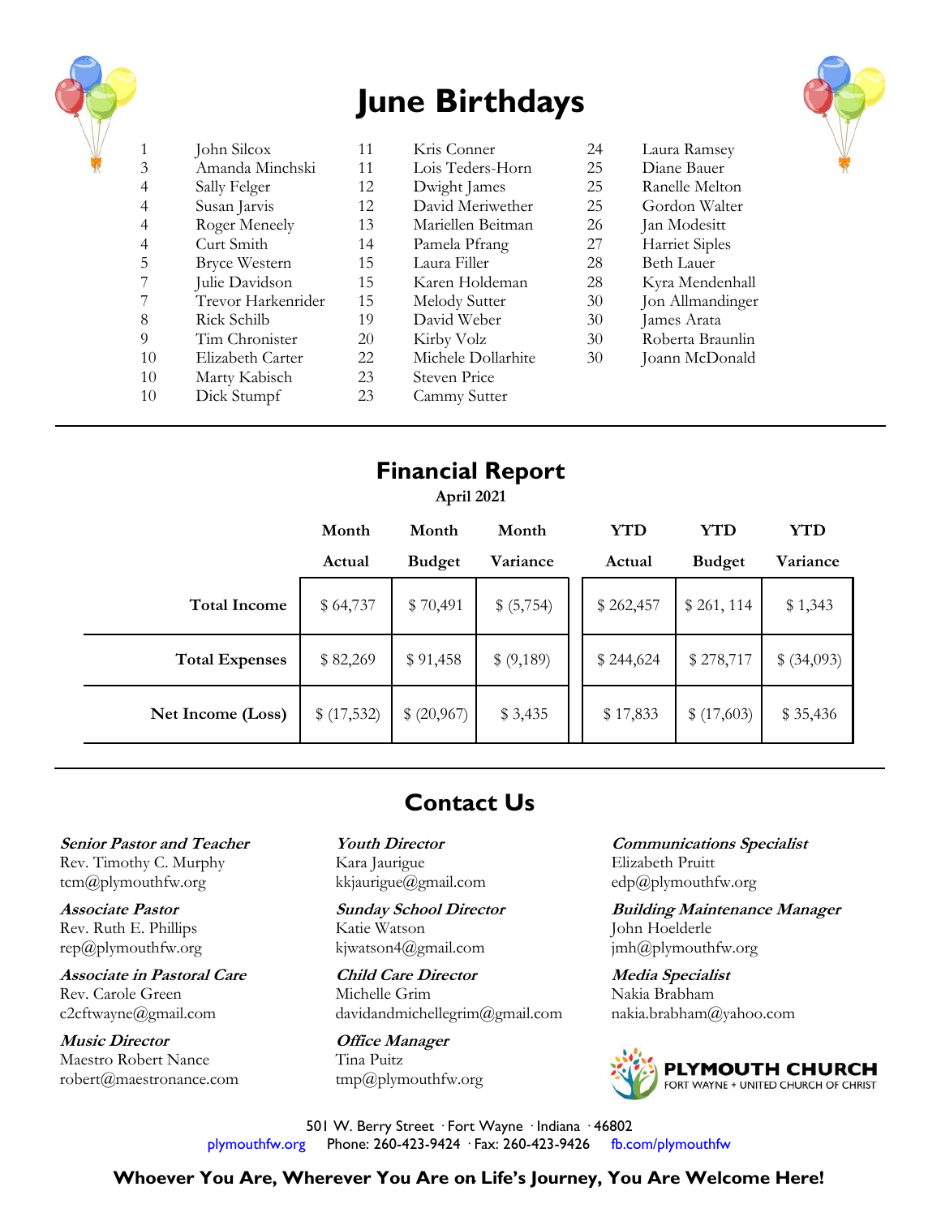# June Birthdays

| | | | | | | | |
|---|---|---|---|---|---|---|---|
| 1 | John Silcox | 11 | Kris Conner | 24 | Laura Ramsey | | |
| 3 | Amanda Minchski | 11 | Lois Teders-Horn | 25 | Diane Bauer | | |
| 4 | Sally Felger | 12 | Dwight James | 25 | Ranelle Melton | | |
| 4 | Susan Jarvis | 12 | David Meriwether | 25 | Gordon Walter | | |
| 4 | Roger Meneely | 13 | Mariellen Beitman | 26 | Jan Modesitt | | |
| 4 | Curt Smith | 14 | Pamela Pfrang | 27 | Harriet Siples | | |
| 5 | Bryce Western | 15 | Laura Filler | 28 | Beth Lauer | | |
| 7 | Julie Davidson | 15 | Karen Holdeman | 28 | Kyra Mendenhall | | |
| 7 | Trevor Harkenrider | 15 | Melody Sutter | 30 | Jon Allmandinger | | |
| 8 | Rick Schilb | 19 | David Weber | 30 | James Arata | | |
| 9 | Tim Chronister | 20 | Kirby Volz | 30 | Roberta Braunlin | | |
| 10 | Elizabeth Carter | 22 | Michele Dollarhite | 30 | Joann McDonald | | |
| 10 | Marty Kabisch | 23 | Steven Price | | | | |
| 10 | Dick Stumpf | 23 | Cammy Sutter | | | | |

## Financial Report

**April 2021**

| | Month Actual | Month Budget | Month Variance | YTD Actual | YTD Budget | YTD Variance |
|---|---|---|---|---|---|---|
| **Total Income** | $ 64,737 | $ 70,491 | $ (5,754) | $ 262,457 | $ 261, 114 | $ 1,343 |
| **Total Expenses** | $ 82,269 | $ 91,458 | $ (9,189) | $ 244,624 | $ 278,717 | $ (34,093) |
| **Net Income (Loss)** | $ (17,532) | $ (20,967) | $ 3,435 | $ 17,833 | $ (17,603) | $ 35,436 |

## Contact Us

***Senior Pastor and Teacher***
Rev. Timothy C. Murphy
tcm@plymouthfw.org

***Associate Pastor***
Rev. Ruth E. Phillips
rep@plymouthfw.org

***Associate in Pastoral Care***
Rev. Carole Green
c2cftwayne@gmail.com

***Music Director***
Maestro Robert Nance
robert@maestronance.com

***Youth Director***
Kara Jaurigue
kkjaurigue@gmail.com

***Sunday School Director***
Katie Watson
kjwatson4@gmail.com

***Child Care Director***
Michelle Grim
davidandmichellegrim@gmail.com

***Office Manager***
Tina Puitz
tmp@plymouthfw.org

***Communications Specialist***
Elizabeth Pruitt
edp@plymouthfw.org

***Building Maintenance Manager***
John Hoelderle
jmh@plymouthfw.org

***Media Specialist***
Nakia Brabham
nakia.brabham@yahoo.com

PLYMOUTH CHURCH
FORT WAYNE + UNITED CHURCH OF CHRIST

501 W. Berry Street · Fort Wayne · Indiana · 46802
plymouthfw.org Phone: 260-423-9424 · Fax: 260-423-9426 fb.com/plymouthfw

**Whoever You Are, Wherever You Are on Life's Journey, You Are Welcome Here!**